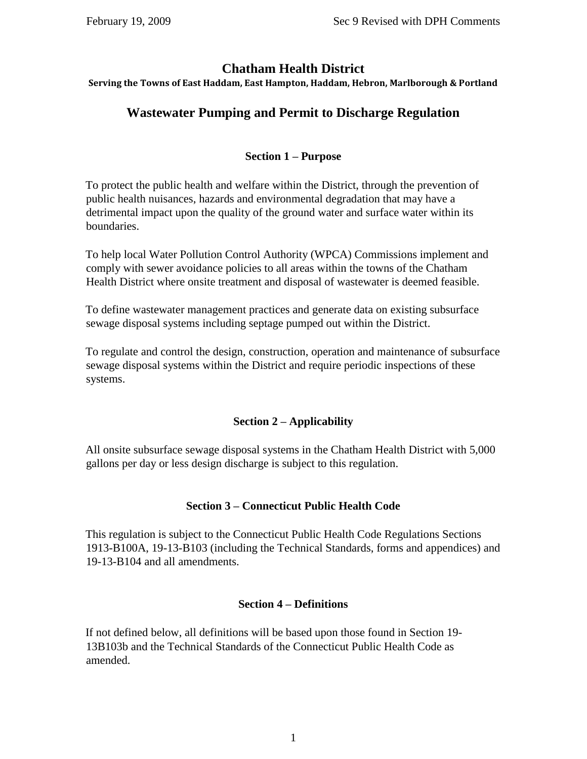# Chatham Health District

**Serving the Towns of East Haddam, East Hampton, Haddam, Hebron, Marlborough & Portland**

## Wastewater Pumping and Permit to Discharge Regulation

### Section 1 – Purpose

To protect the public health and welfare within the District, through the prevention of public health nuisances, hazards and environmental degradation that may have a detrimental impact upon the quality of the ground water and surface water within its boundaries.

To help local Water Pollution Control Authority (WPCA) Commissions implement and comply with sewer avoidance policies to all areas within the towns of the Chatham Health District where onsite treatment and disposal of wastewater is deemed feasible.

To define wastewater management practices and generate data on existing subsurface sewage disposal systems including septage pumped out within the District.

To regulate and control the design, construction, operation and maintenance of subsurface sewage disposal systems within the District and require periodic inspections of these systems.

### Section 2 – Applicability

All onsite subsurface sewage disposal systems in the Chatham Health District with 5,000 gallons per day or less design discharge is subject to this regulation.

### Section 3 – Connecticut Public Health Code

This regulation is subject to the Connecticut Public Health Code Regulations Sections 1913-B100A, 19-13-B103 (including the Technical Standards, forms and appendices) and 19-13-B104 and all amendments.

### Section 4 – Definitions

If not defined below, all definitions will be based upon those found in Section 19-13B103b and the Technical Standards of the Connecticut Public Health Code as amended.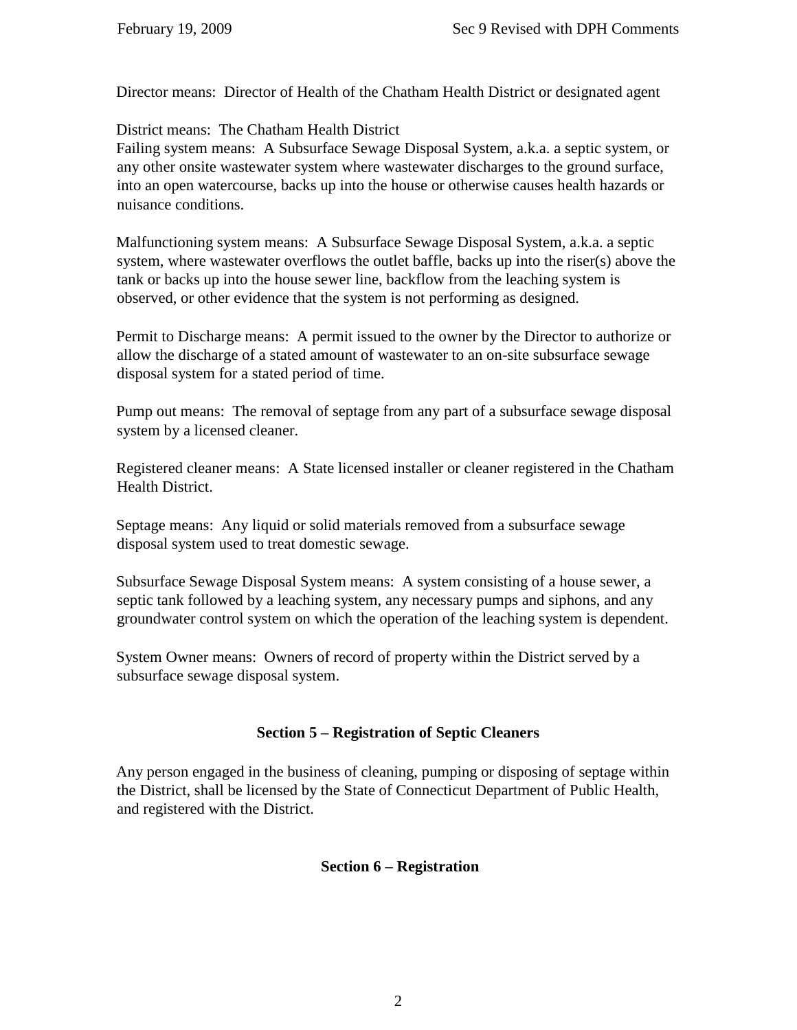Director means: Director of Health of the Chatham Health District or designated agent

District means: The Chatham Health District

Failing system means: A Subsurface Sewage Disposal System, a.k.a. a septic system, or any other onsite wastewater system where wastewater discharges to the ground surface, into an open watercourse, backs up into the house or otherwise causes health hazards or nuisance conditions.

Malfunctioning system means: A Subsurface Sewage Disposal System, a.k.a. a septic system, where wastewater overflows the outlet baffle, backs up into the riser(s) above the tank or backs up into the house sewer line, backflow from the leaching system is observed, or other evidence that the system is not performing as designed.

Permit to Discharge means: A permit issued to the owner by the Director to authorize or allow the discharge of a stated amount of wastewater to an on-site subsurface sewage disposal system for a stated period of time.

Pump out means: The removal of septage from any part of a subsurface sewage disposal system by a licensed cleaner.

Registered cleaner means: A State licensed installer or cleaner registered in the Chatham Health District.

Septage means: Any liquid or solid materials removed from a subsurface sewage disposal system used to treat domestic sewage.

Subsurface Sewage Disposal System means: A system consisting of a house sewer, a septic tank followed by a leaching system, any necessary pumps and siphons, and any groundwater control system on which the operation of the leaching system is dependent.

System Owner means: Owners of record of property within the District served by a subsurface sewage disposal system.

## Section 5 – Registration of Septic Cleaners

Any person engaged in the business of cleaning, pumping or disposing of septage within the District, shall be licensed by the State of Connecticut Department of Public Health, and registered with the District.

## Section 6 – Registration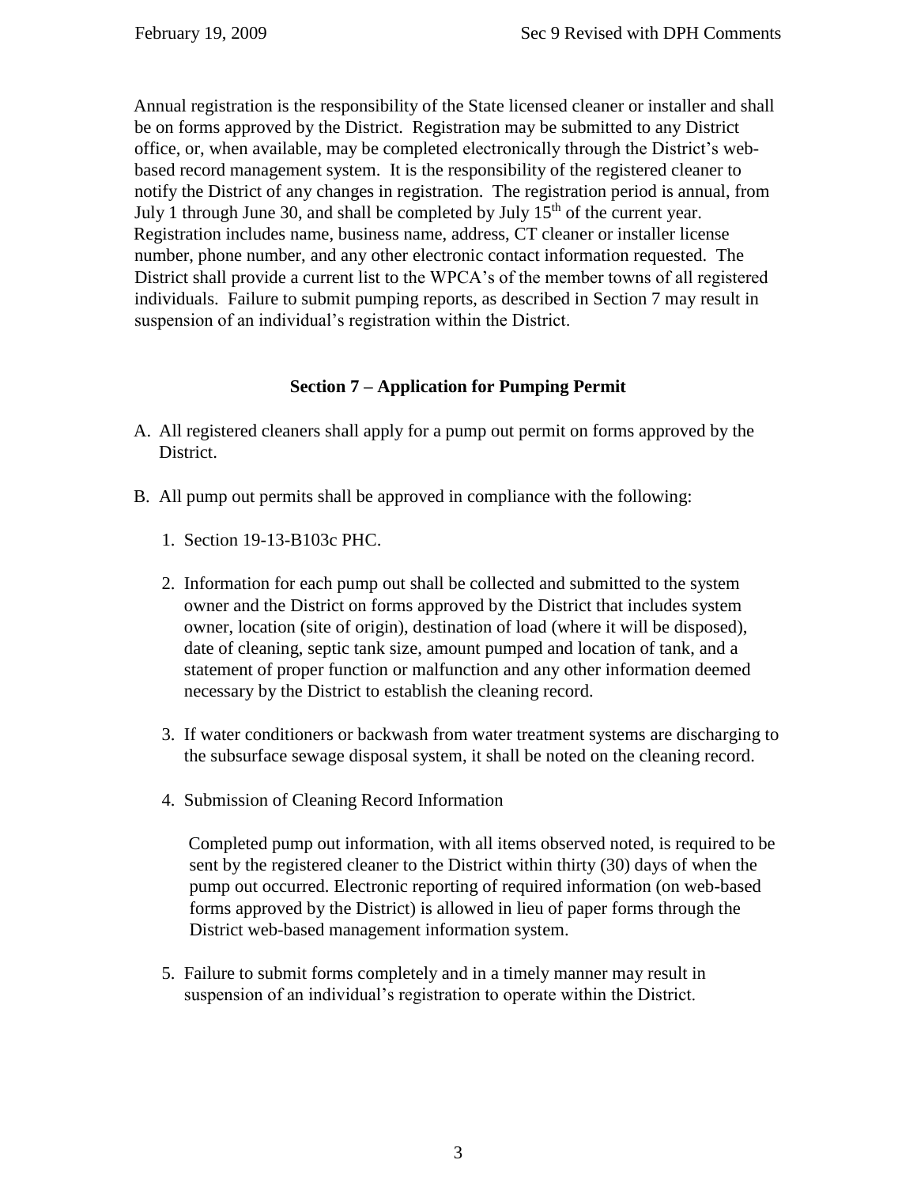Annual registration is the responsibility of the State licensed cleaner or installer and shall be on forms approved by the District. Registration may be submitted to any District office, or, when available, may be completed electronically through the District's web-based record management system. It is the responsibility of the registered cleaner to notify the District of any changes in registration. The registration period is annual, from July 1 through June 30, and shall be completed by July 15th of the current year. Registration includes name, business name, address, CT cleaner or installer license number, phone number, and any other electronic contact information requested. The District shall provide a current list to the WPCA's of the member towns of all registered individuals. Failure to submit pumping reports, as described in Section 7 may result in suspension of an individual's registration within the District.

## Section 7 – Application for Pumping Permit

A. All registered cleaners shall apply for a pump out permit on forms approved by the District.

B. All pump out permits shall be approved in compliance with the following:

1. Section 19-13-B103c PHC.

2. Information for each pump out shall be collected and submitted to the system owner and the District on forms approved by the District that includes system owner, location (site of origin), destination of load (where it will be disposed), date of cleaning, septic tank size, amount pumped and location of tank, and a statement of proper function or malfunction and any other information deemed necessary by the District to establish the cleaning record.

3. If water conditioners or backwash from water treatment systems are discharging to the subsurface sewage disposal system, it shall be noted on the cleaning record.

4. Submission of Cleaning Record Information

   Completed pump out information, with all items observed noted, is required to be sent by the registered cleaner to the District within thirty (30) days of when the pump out occurred. Electronic reporting of required information (on web-based forms approved by the District) is allowed in lieu of paper forms through the District web-based management information system.

5. Failure to submit forms completely and in a timely manner may result in suspension of an individual's registration to operate within the District.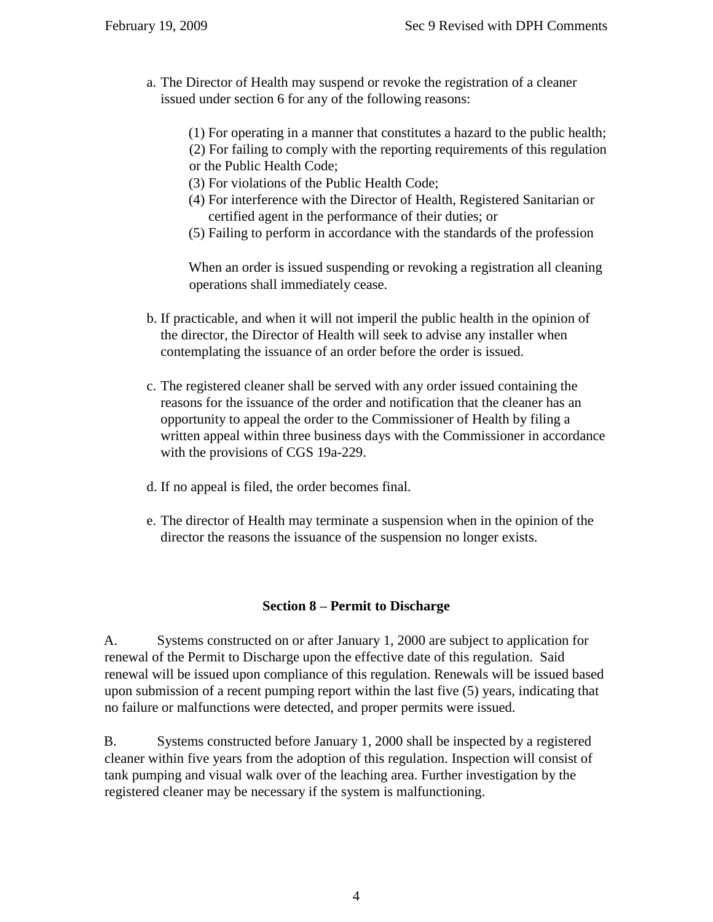a. The Director of Health may suspend or revoke the registration of a cleaner issued under section 6 for any of the following reasons:

    (1) For operating in a manner that constitutes a hazard to the public health;
    (2) For failing to comply with the reporting requirements of this regulation or the Public Health Code;
    (3) For violations of the Public Health Code;
    (4) For interference with the Director of Health, Registered Sanitarian or certified agent in the performance of their duties; or
    (5) Failing to perform in accordance with the standards of the profession

    When an order is issued suspending or revoking a registration all cleaning operations shall immediately cease.

b. If practicable, and when it will not imperil the public health in the opinion of the director, the Director of Health will seek to advise any installer when contemplating the issuance of an order before the order is issued.

c. The registered cleaner shall be served with any order issued containing the reasons for the issuance of the order and notification that the cleaner has an opportunity to appeal the order to the Commissioner of Health by filing a written appeal within three business days with the Commissioner in accordance with the provisions of CGS 19a-229.

d. If no appeal is filed, the order becomes final.

e. The director of Health may terminate a suspension when in the opinion of the director the reasons the issuance of the suspension no longer exists.

## Section 8 – Permit to Discharge

A. Systems constructed on or after January 1, 2000 are subject to application for renewal of the Permit to Discharge upon the effective date of this regulation. Said renewal will be issued upon compliance of this regulation. Renewals will be issued based upon submission of a recent pumping report within the last five (5) years, indicating that no failure or malfunctions were detected, and proper permits were issued.

B. Systems constructed before January 1, 2000 shall be inspected by a registered cleaner within five years from the adoption of this regulation. Inspection will consist of tank pumping and visual walk over of the leaching area. Further investigation by the registered cleaner may be necessary if the system is malfunctioning.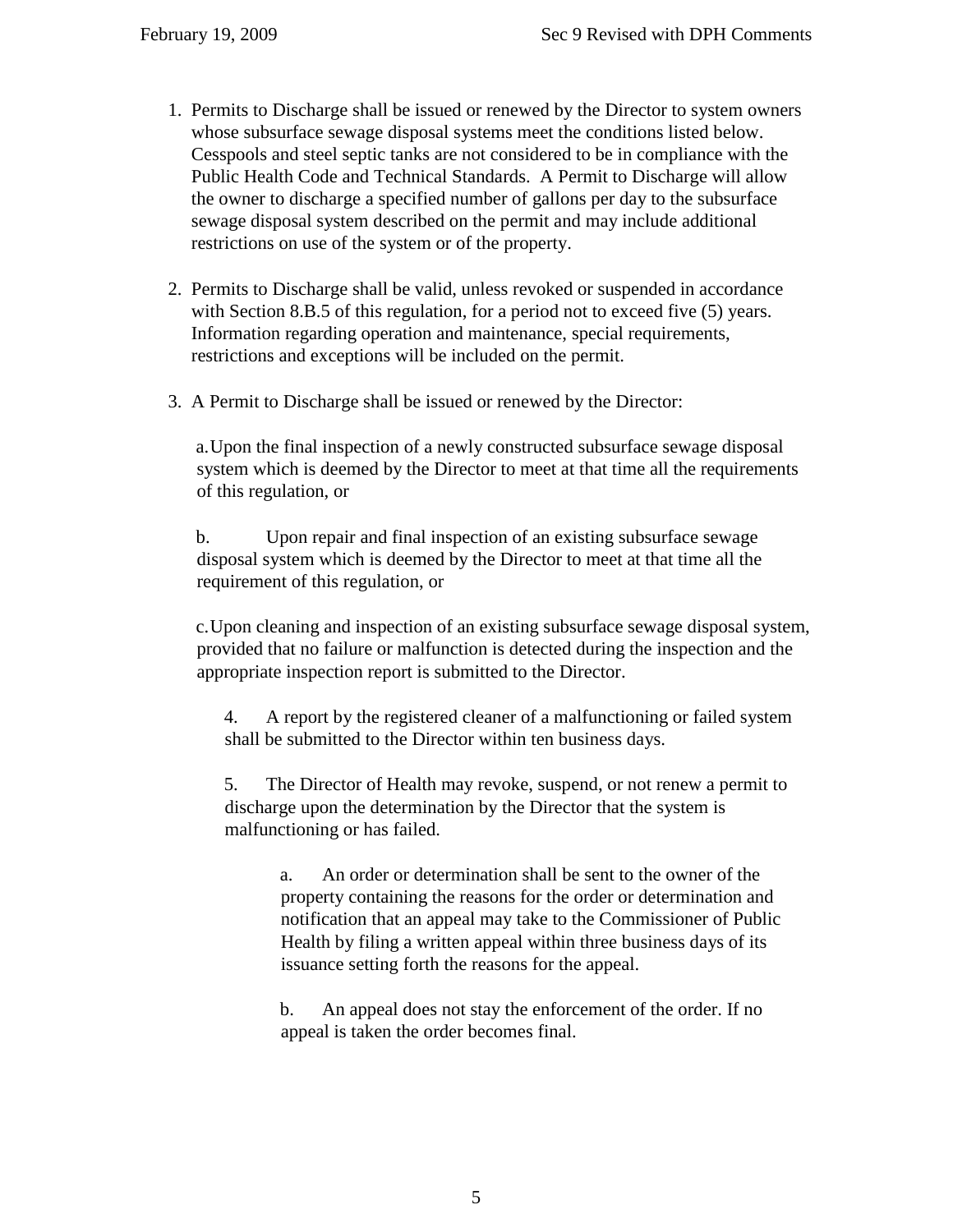1. Permits to Discharge shall be issued or renewed by the Director to system owners whose subsurface sewage disposal systems meet the conditions listed below. Cesspools and steel septic tanks are not considered to be in compliance with the Public Health Code and Technical Standards. A Permit to Discharge will allow the owner to discharge a specified number of gallons per day to the subsurface sewage disposal system described on the permit and may include additional restrictions on use of the system or of the property.

2. Permits to Discharge shall be valid, unless revoked or suspended in accordance with Section 8.B.5 of this regulation, for a period not to exceed five (5) years. Information regarding operation and maintenance, special requirements, restrictions and exceptions will be included on the permit.

3. A Permit to Discharge shall be issued or renewed by the Director:

   a. Upon the final inspection of a newly constructed subsurface sewage disposal system which is deemed by the Director to meet at that time all the requirements of this regulation, or

   b. Upon repair and final inspection of an existing subsurface sewage disposal system which is deemed by the Director to meet at that time all the requirement of this regulation, or

   c. Upon cleaning and inspection of an existing subsurface sewage disposal system, provided that no failure or malfunction is detected during the inspection and the appropriate inspection report is submitted to the Director.

4. A report by the registered cleaner of a malfunctioning or failed system shall be submitted to the Director within ten business days.

5. The Director of Health may revoke, suspend, or not renew a permit to discharge upon the determination by the Director that the system is malfunctioning or has failed.

   a. An order or determination shall be sent to the owner of the property containing the reasons for the order or determination and notification that an appeal may take to the Commissioner of Public Health by filing a written appeal within three business days of its issuance setting forth the reasons for the appeal.

   b. An appeal does not stay the enforcement of the order. If no appeal is taken the order becomes final.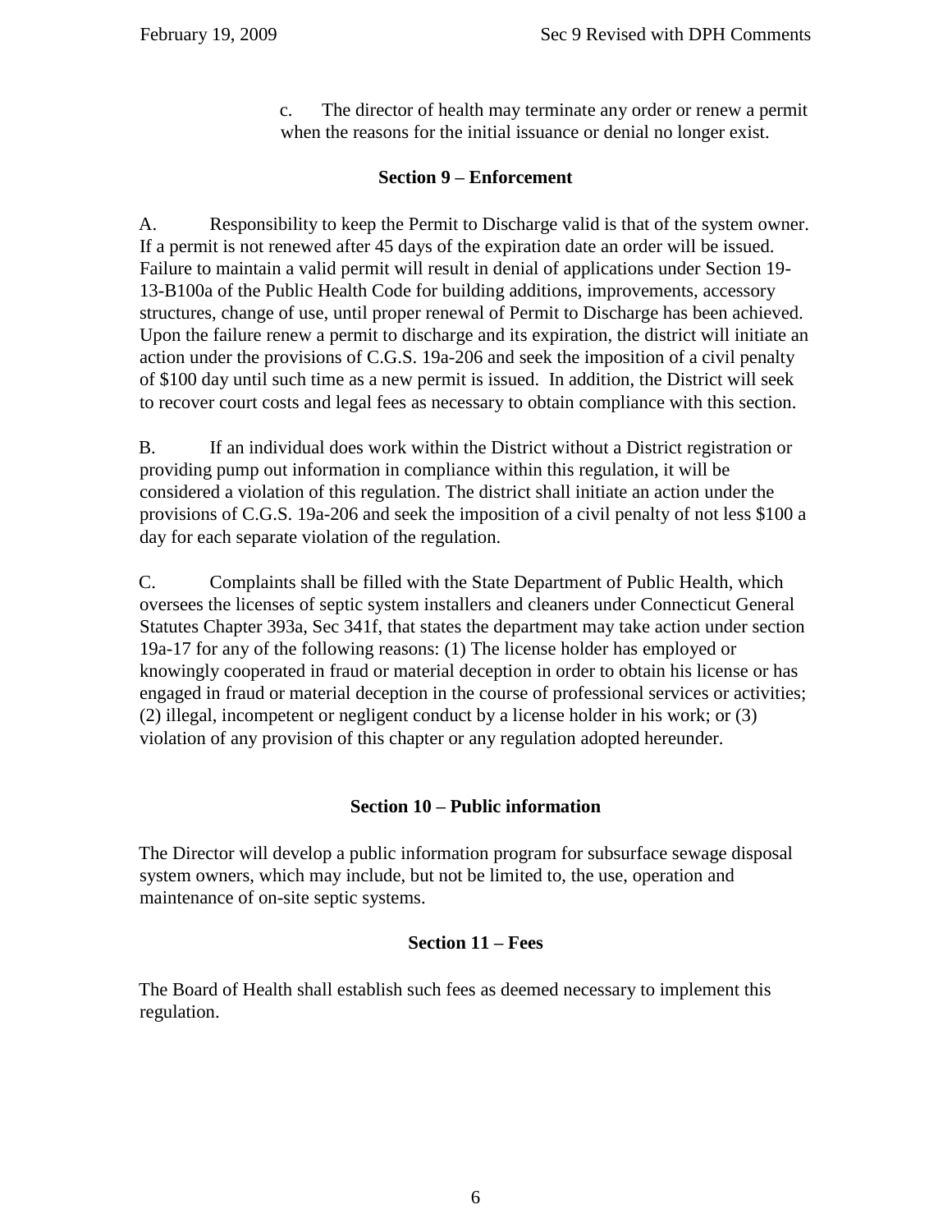c. The director of health may terminate any order or renew a permit when the reasons for the initial issuance or denial no longer exist.

### Section 9 – Enforcement

A. Responsibility to keep the Permit to Discharge valid is that of the system owner. If a permit is not renewed after 45 days of the expiration date an order will be issued. Failure to maintain a valid permit will result in denial of applications under Section 19-13-B100a of the Public Health Code for building additions, improvements, accessory structures, change of use, until proper renewal of Permit to Discharge has been achieved. Upon the failure renew a permit to discharge and its expiration, the district will initiate an action under the provisions of C.G.S. 19a-206 and seek the imposition of a civil penalty of $100 day until such time as a new permit is issued. In addition, the District will seek to recover court costs and legal fees as necessary to obtain compliance with this section.

B. If an individual does work within the District without a District registration or providing pump out information in compliance within this regulation, it will be considered a violation of this regulation. The district shall initiate an action under the provisions of C.G.S. 19a-206 and seek the imposition of a civil penalty of not less $100 a day for each separate violation of the regulation.

C. Complaints shall be filled with the State Department of Public Health, which oversees the licenses of septic system installers and cleaners under Connecticut General Statutes Chapter 393a, Sec 341f, that states the department may take action under section 19a-17 for any of the following reasons: (1) The license holder has employed or knowingly cooperated in fraud or material deception in order to obtain his license or has engaged in fraud or material deception in the course of professional services or activities; (2) illegal, incompetent or negligent conduct by a license holder in his work; or (3) violation of any provision of this chapter or any regulation adopted hereunder.

### Section 10 – Public information

The Director will develop a public information program for subsurface sewage disposal system owners, which may include, but not be limited to, the use, operation and maintenance of on-site septic systems.

### Section 11 – Fees

The Board of Health shall establish such fees as deemed necessary to implement this regulation.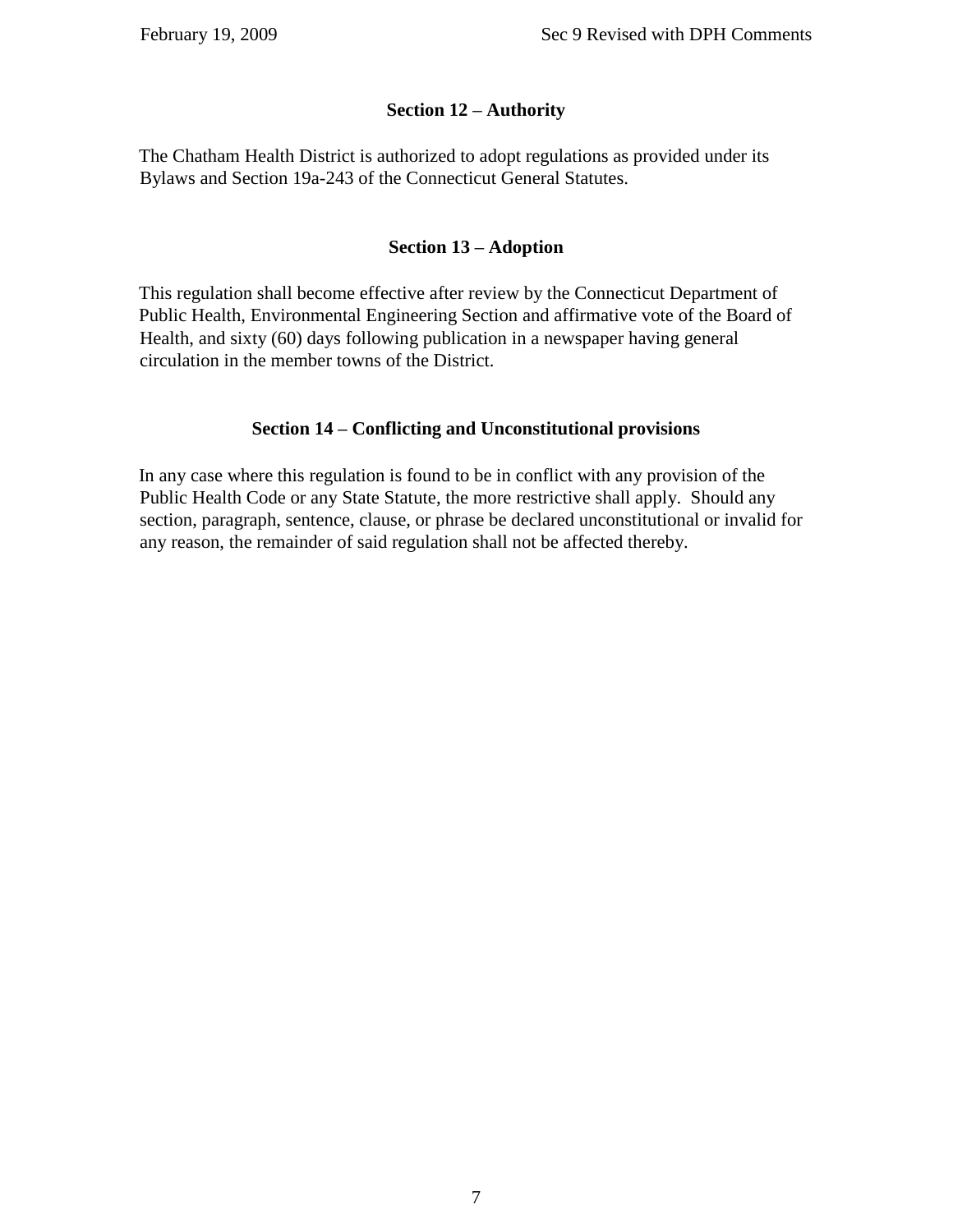### Section 12 – Authority

The Chatham Health District is authorized to adopt regulations as provided under its Bylaws and Section 19a-243 of the Connecticut General Statutes.

### Section 13 – Adoption

This regulation shall become effective after review by the Connecticut Department of Public Health, Environmental Engineering Section and affirmative vote of the Board of Health, and sixty (60) days following publication in a newspaper having general circulation in the member towns of the District.

### Section 14 – Conflicting and Unconstitutional provisions

In any case where this regulation is found to be in conflict with any provision of the Public Health Code or any State Statute, the more restrictive shall apply. Should any section, paragraph, sentence, clause, or phrase be declared unconstitutional or invalid for any reason, the remainder of said regulation shall not be affected thereby.